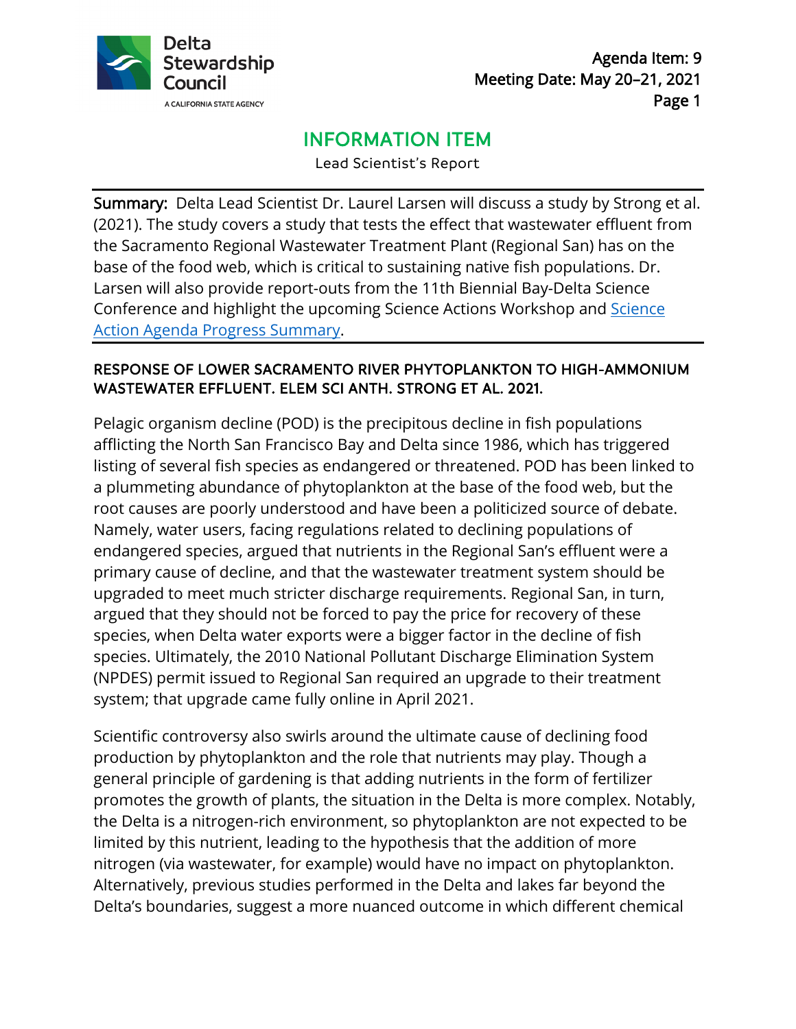Agenda Item: 9
Meeting Date: May 20–21, 2021

# INFORMATION ITEM

Lead Scientist's Report

**Summary:** Delta Lead Scientist Dr. Laurel Larsen will discuss a study by Strong et al. (2021). The study covers a study that tests the effect that wastewater effluent from the Sacramento Regional Wastewater Treatment Plant (Regional San) has on the base of the food web, which is critical to sustaining native fish populations. Dr. Larsen will also provide report-outs from the 11th Biennial Bay-Delta Science Conference and highlight the upcoming Science Actions Workshop and Science Action Agenda Progress Summary.

## RESPONSE OF LOWER SACRAMENTO RIVER PHYTOPLANKTON TO HIGH-AMMONIUM WASTEWATER EFFLUENT. ELEM SCI ANTH. STRONG ET AL. 2021.

Pelagic organism decline (POD) is the precipitous decline in fish populations afflicting the North San Francisco Bay and Delta since 1986, which has triggered listing of several fish species as endangered or threatened. POD has been linked to a plummeting abundance of phytoplankton at the base of the food web, but the root causes are poorly understood and have been a politicized source of debate. Namely, water users, facing regulations related to declining populations of endangered species, argued that nutrients in the Regional San's effluent were a primary cause of decline, and that the wastewater treatment system should be upgraded to meet much stricter discharge requirements. Regional San, in turn, argued that they should not be forced to pay the price for recovery of these species, when Delta water exports were a bigger factor in the decline of fish species. Ultimately, the 2010 National Pollutant Discharge Elimination System (NPDES) permit issued to Regional San required an upgrade to their treatment system; that upgrade came fully online in April 2021.

Scientific controversy also swirls around the ultimate cause of declining food production by phytoplankton and the role that nutrients may play. Though a general principle of gardening is that adding nutrients in the form of fertilizer promotes the growth of plants, the situation in the Delta is more complex. Notably, the Delta is a nitrogen-rich environment, so phytoplankton are not expected to be limited by this nutrient, leading to the hypothesis that the addition of more nitrogen (via wastewater, for example) would have no impact on phytoplankton. Alternatively, previous studies performed in the Delta and lakes far beyond the Delta's boundaries, suggest a more nuanced outcome in which different chemical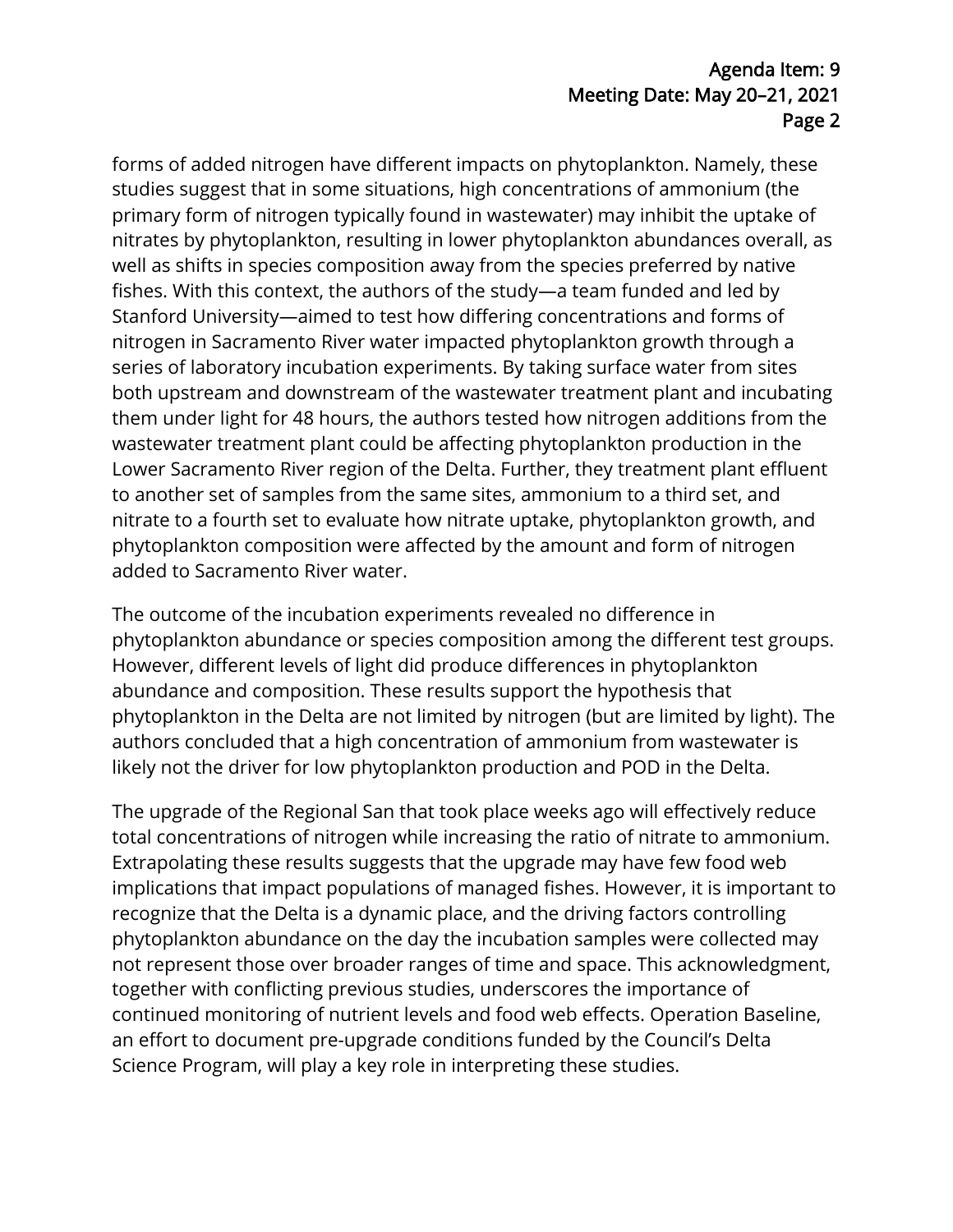forms of added nitrogen have different impacts on phytoplankton. Namely, these studies suggest that in some situations, high concentrations of ammonium (the primary form of nitrogen typically found in wastewater) may inhibit the uptake of nitrates by phytoplankton, resulting in lower phytoplankton abundances overall, as well as shifts in species composition away from the species preferred by native fishes. With this context, the authors of the study—a team funded and led by Stanford University—aimed to test how differing concentrations and forms of nitrogen in Sacramento River water impacted phytoplankton growth through a series of laboratory incubation experiments. By taking surface water from sites both upstream and downstream of the wastewater treatment plant and incubating them under light for 48 hours, the authors tested how nitrogen additions from the wastewater treatment plant could be affecting phytoplankton production in the Lower Sacramento River region of the Delta. Further, they treatment plant effluent to another set of samples from the same sites, ammonium to a third set, and nitrate to a fourth set to evaluate how nitrate uptake, phytoplankton growth, and phytoplankton composition were affected by the amount and form of nitrogen added to Sacramento River water.

The outcome of the incubation experiments revealed no difference in phytoplankton abundance or species composition among the different test groups. However, different levels of light did produce differences in phytoplankton abundance and composition. These results support the hypothesis that phytoplankton in the Delta are not limited by nitrogen (but are limited by light). The authors concluded that a high concentration of ammonium from wastewater is likely not the driver for low phytoplankton production and POD in the Delta.

The upgrade of the Regional San that took place weeks ago will effectively reduce total concentrations of nitrogen while increasing the ratio of nitrate to ammonium. Extrapolating these results suggests that the upgrade may have few food web implications that impact populations of managed fishes. However, it is important to recognize that the Delta is a dynamic place, and the driving factors controlling phytoplankton abundance on the day the incubation samples were collected may not represent those over broader ranges of time and space. This acknowledgment, together with conflicting previous studies, underscores the importance of continued monitoring of nutrient levels and food web effects. Operation Baseline, an effort to document pre-upgrade conditions funded by the Council's Delta Science Program, will play a key role in interpreting these studies.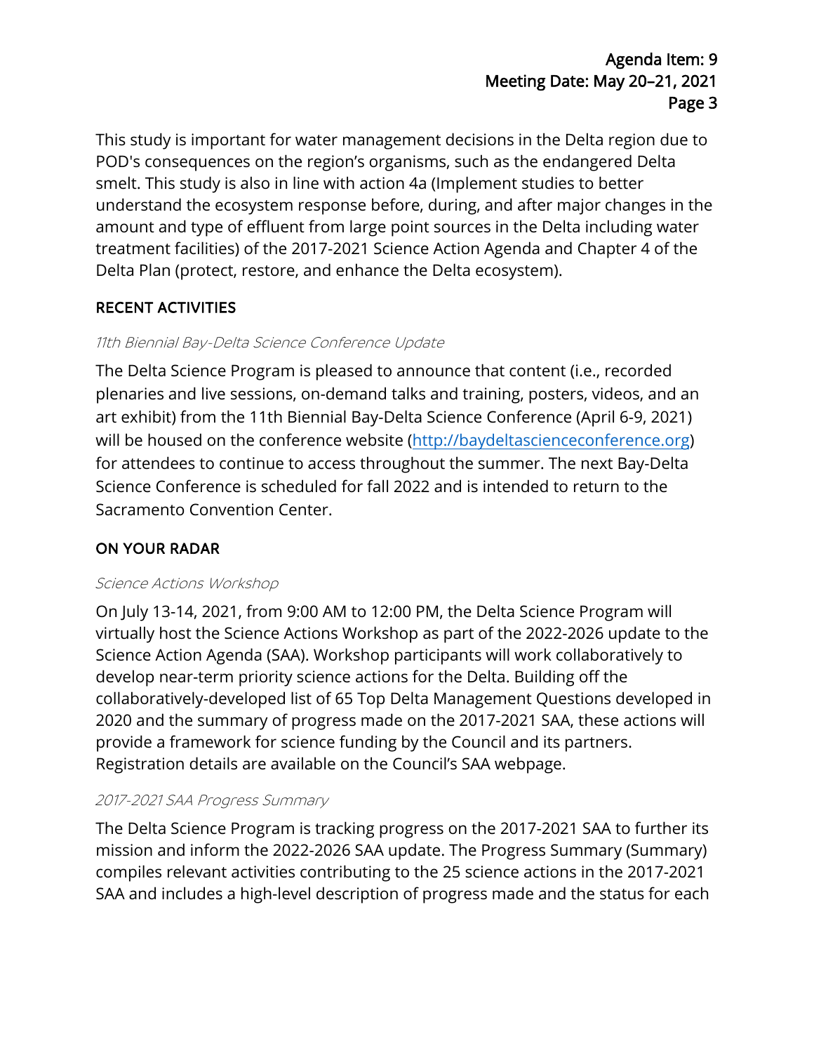This study is important for water management decisions in the Delta region due to POD's consequences on the region's organisms, such as the endangered Delta smelt. This study is also in line with action 4a (Implement studies to better understand the ecosystem response before, during, and after major changes in the amount and type of effluent from large point sources in the Delta including water treatment facilities) of the 2017-2021 Science Action Agenda and Chapter 4 of the Delta Plan (protect, restore, and enhance the Delta ecosystem).

## RECENT ACTIVITIES

### *11th Biennial Bay-Delta Science Conference Update*

The Delta Science Program is pleased to announce that content (i.e., recorded plenaries and live sessions, on-demand talks and training, posters, videos, and an art exhibit) from the 11th Biennial Bay-Delta Science Conference (April 6-9, 2021) will be housed on the conference website (http://baydeltascienceconference.org) for attendees to continue to access throughout the summer. The next Bay-Delta Science Conference is scheduled for fall 2022 and is intended to return to the Sacramento Convention Center.

## ON YOUR RADAR

### *Science Actions Workshop*

On July 13-14, 2021, from 9:00 AM to 12:00 PM, the Delta Science Program will virtually host the Science Actions Workshop as part of the 2022-2026 update to the Science Action Agenda (SAA). Workshop participants will work collaboratively to develop near-term priority science actions for the Delta. Building off the collaboratively-developed list of 65 Top Delta Management Questions developed in 2020 and the summary of progress made on the 2017-2021 SAA, these actions will provide a framework for science funding by the Council and its partners. Registration details are available on the Council's SAA webpage.

### *2017-2021 SAA Progress Summary*

The Delta Science Program is tracking progress on the 2017-2021 SAA to further its mission and inform the 2022-2026 SAA update. The Progress Summary (Summary) compiles relevant activities contributing to the 25 science actions in the 2017-2021 SAA and includes a high-level description of progress made and the status for each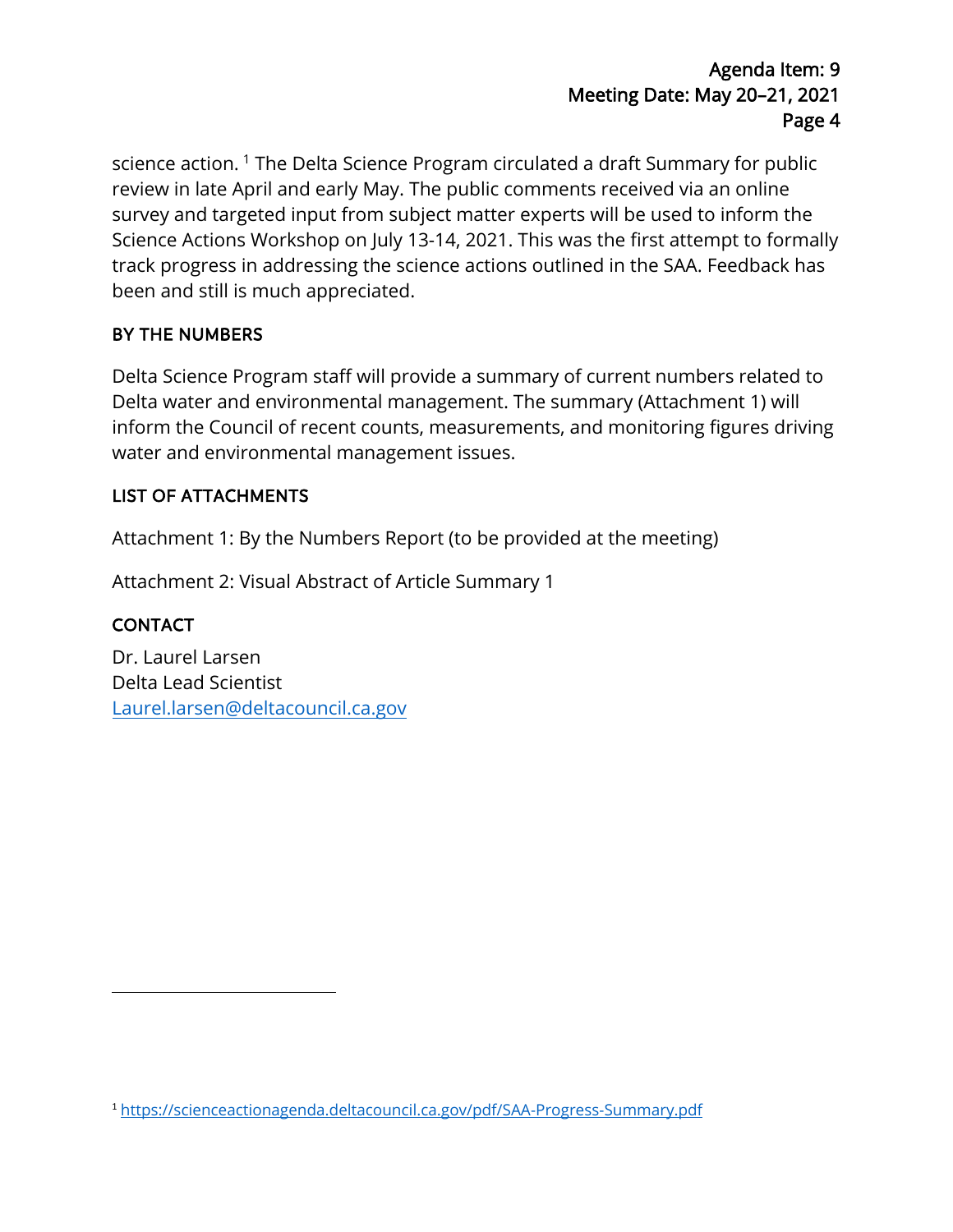science action.[1] The Delta Science Program circulated a draft Summary for public review in late April and early May. The public comments received via an online survey and targeted input from subject matter experts will be used to inform the Science Actions Workshop on July 13-14, 2021. This was the first attempt to formally track progress in addressing the science actions outlined in the SAA. Feedback has been and still is much appreciated.

## BY THE NUMBERS

Delta Science Program staff will provide a summary of current numbers related to Delta water and environmental management. The summary (Attachment 1) will inform the Council of recent counts, measurements, and monitoring figures driving water and environmental management issues.

## LIST OF ATTACHMENTS

Attachment 1: By the Numbers Report (to be provided at the meeting)

Attachment 2: Visual Abstract of Article Summary 1

## CONTACT

Dr. Laurel Larsen
Delta Lead Scientist
Laurel.larsen@deltacouncil.ca.gov

[1] https://scienceactionagenda.deltacouncil.ca.gov/pdf/SAA-Progress-Summary.pdf